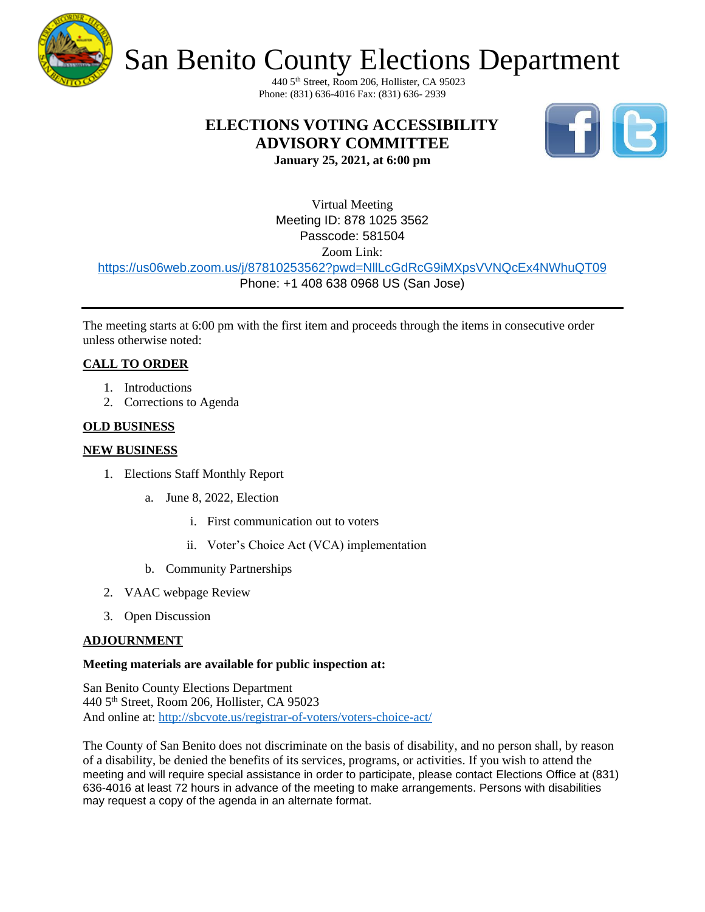# San Benito County Elections Department

440 5th Street, Room 206, Hollister, CA 95023
Phone: (831) 636-4016 Fax: (831) 636- 2939

## ELECTIONS VOTING ACCESSIBILITY ADVISORY COMMITTEE

**January 25, 2021, at 6:00 pm**

Virtual Meeting
Meeting ID: 878 1025 3562
Passcode: 581504
Zoom Link:
https://us06web.zoom.us/j/87810253562?pwd=NllLcGdRcG9iMXpsVVNQcEx4NWhuQT09
Phone: +1 408 638 0968 US (San Jose)

---

The meeting starts at 6:00 pm with the first item and proceeds through the items in consecutive order unless otherwise noted:

**CALL TO ORDER**

1. Introductions
2. Corrections to Agenda

**OLD BUSINESS**

**NEW BUSINESS**

1. Elections Staff Monthly Report
   a. June 8, 2022, Election
      i. First communication out to voters
      ii. Voter's Choice Act (VCA) implementation
   b. Community Partnerships
2. VAAC webpage Review
3. Open Discussion

**ADJOURNMENT**

**Meeting materials are available for public inspection at:**

San Benito County Elections Department
440 5th Street, Room 206, Hollister, CA 95023
And online at: http://sbcvote.us/registrar-of-voters/voters-choice-act/

The County of San Benito does not discriminate on the basis of disability, and no person shall, by reason of a disability, be denied the benefits of its services, programs, or activities. If you wish to attend the meeting and will require special assistance in order to participate, please contact Elections Office at (831) 636-4016 at least 72 hours in advance of the meeting to make arrangements. Persons with disabilities may request a copy of the agenda in an alternate format.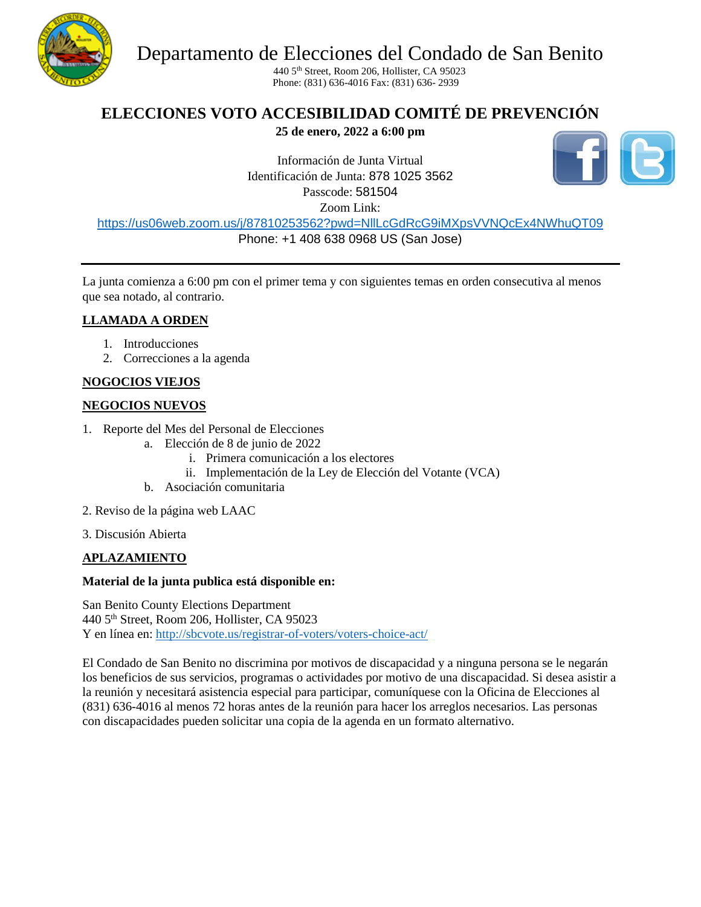# Departamento de Elecciones del Condado de San Benito

440 5th Street, Room 206, Hollister, CA 95023
Phone: (831) 636-4016 Fax: (831) 636- 2939

## ELECCIONES VOTO ACCESIBILIDAD COMITÉ DE PREVENCIÓN

**25 de enero, 2022 a 6:00 pm**

Información de Junta Virtual
Identificación de Junta: 878 1025 3562
Passcode: 581504
Zoom Link:
https://us06web.zoom.us/j/87810253562?pwd=NllLcGdRcG9iMXpsVVNQcEx4NWhuQT09
Phone: +1 408 638 0968 US (San Jose)

---

La junta comienza a 6:00 pm con el primer tema y con siguientes temas en orden consecutiva al menos que sea notado, al contrario.

**LLAMADA A ORDEN**

1. Introducciones
2. Correcciones a la agenda

**NOGOCIOS VIEJOS**

**NEGOCIOS NUEVOS**

1. Reporte del Mes del Personal de Elecciones
   a. Elección de 8 de junio de 2022
      i. Primera comunicación a los electores
      ii. Implementación de la Ley de Elección del Votante (VCA)
   b. Asociación comunitaria

2. Reviso de la página web LAAC

3. Discusión Abierta

**APLAZAMIENTO**

**Material de la junta publica está disponible en:**

San Benito County Elections Department
440 5th Street, Room 206, Hollister, CA 95023
Y en línea en: http://sbcvote.us/registrar-of-voters/voters-choice-act/

El Condado de San Benito no discrimina por motivos de discapacidad y a ninguna persona se le negarán los beneficios de sus servicios, programas o actividades por motivo de una discapacidad. Si desea asistir a la reunión y necesitará asistencia especial para participar, comuníquese con la Oficina de Elecciones al (831) 636-4016 al menos 72 horas antes de la reunión para hacer los arreglos necesarios. Las personas con discapacidades pueden solicitar una copia de la agenda en un formato alternativo.